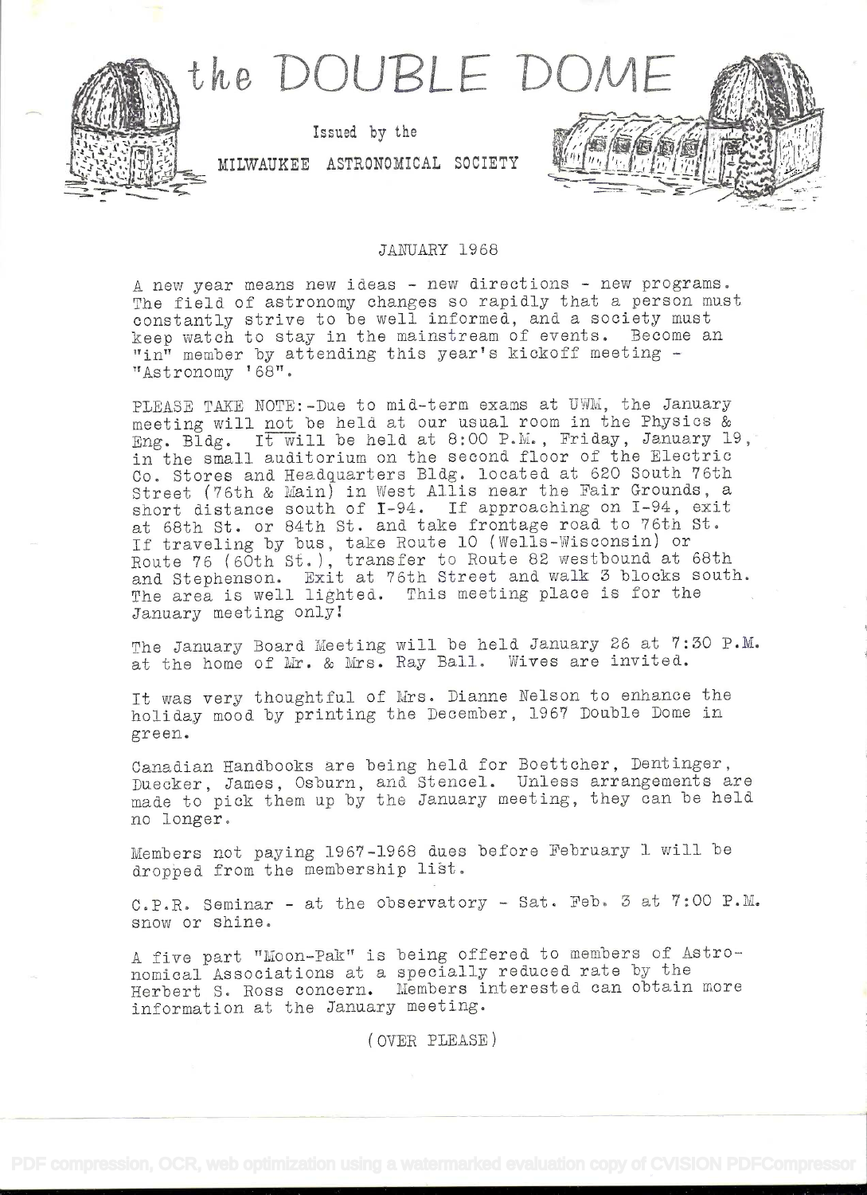# the DOUBLE DOME

Issued by the

MILWAUKEE ASTRONOMICAL SOCIETY

JANUARY 1968

A new year means new ideas - new directions - new programs. The field of astronomy changes so rapidly that a person must constantly strive to be well informed, and a society must keep watch to stay in the mainstream of events. Become an "in" member by attending this year's kickoff meeting - "Astronomy '68".

PLEASE TAKE NOTE:-Due to mid-term exams at UWM, the January meeting will not be held at our usual room in the Physics & Eng. Bldg. It will be held at 8:00 P.M., Friday, January 19, in the small auditorium on the second floor of the Electric Co. Stores and Headquarters Bldg. located at 620 South 76th Street (76th & Main) in West Allis near the Fair Grounds, a short distance south of I-94. If approaching on I-94, exit at 68th St. or 84th St. and take frontage road to 76th St. If traveling by bus, take Route 10 (Wells-Wisconsin) or Route 76 (60th St.), transfer to Route 82 westbound at 68th and Stephenson. Exit at 76th Street and walk 3 blocks south. The area is well lighted. This meeting place is for the January meeting only!

The January Board Meeting will be held January 26 at 7:30 P.M. at the home of Mr. & Mrs. Ray Ball. Wives are invited.

It was very thoughtful of Mrs. Dianne Nelson to enhance the holiday mood by printing the December, 1967 Double Dome in green.

Canadian Handbooks are being held for Boettcher, Dentinger, Duecker, James, Osburn, and Stencel. Unless arrangements are made to pick them up by the January meeting, they can be held no longer.

Members not paying 1967-1968 dues before February 1 will be dropped from the membership list.

C.P.R. Seminar - at the observatory - Sat. Feb. 3 at 7:00 P.M. snow or shine.

A five part "Moon-Pak" is being offered to members of Astronomical Associations at a specially reduced rate by the Herbert S. Ross concern. Members interested can obtain more information at the January meeting.

(OVER PLEASE)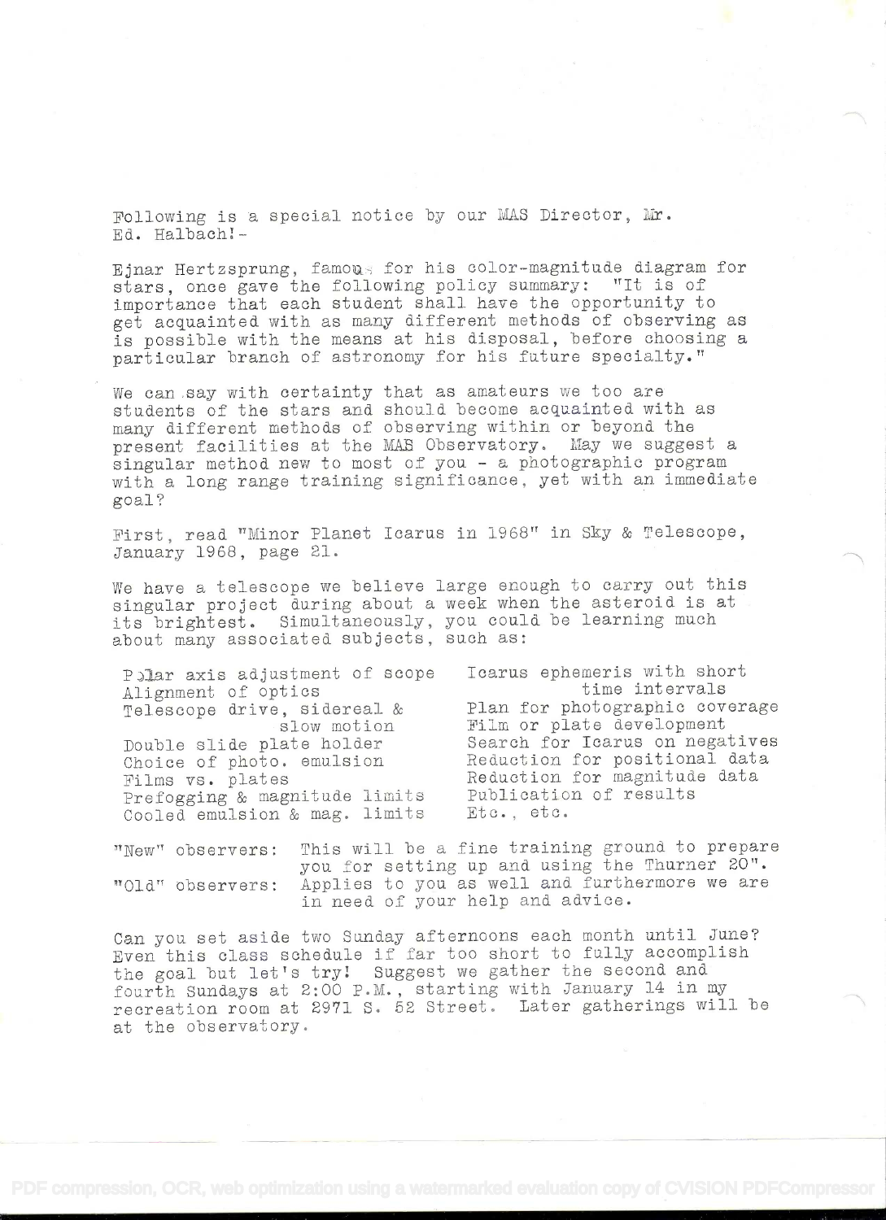Following is a special notice by our MAS Director, Mr. Ed. Halbach!-

Ejnar Hertzsprung, famous for his color-magnitude diagram for stars, once gave the following policy summary: "It is of importance that each student shall have the opportunity to get acquainted with as many different methods of observing as is possible with the means at his disposal, before choosing a particular branch of astronomy for his future specialty."

We can say with certainty that as amateurs we too are students of the stars and should become acquainted with as many different methods of observing within or beyond the present facilities at the MAS Observatory. May we suggest a singular method new to most of you - a photographic program with a long range training significance, yet with an immediate goal?

First, read "Minor Planet Icarus in 1968" in Sky & Telescope, January 1968, page 21.

We have a telescope we believe large enough to carry out this singular project during about a week when the asteroid is at its brightest. Simultaneously, you could be learning much about many associated subjects, such as:

- Polar axis adjustment of scope
- Alignment of optics
- Telescope drive, sidereal & slow motion
- Double slide plate holder
- Choice of photo. emulsion
- Films vs. plates
- Prefogging & magnitude limits
- Cooled emulsion & mag. limits
- Icarus ephemeris with short time intervals
- Plan for photographic coverage
- Film or plate development
- Search for Icarus on negatives
- Reduction for positional data
- Reduction for magnitude data
- Publication of results
- Etc., etc.

"New" observers: This will be a fine training ground to prepare you for setting up and using the Thurner 20".

"Old" observers: Applies to you as well and furthermore we are in need of your help and advice.

Can you set aside two Sunday afternoons each month until June? Even this class schedule if far too short to fully accomplish the goal but let's try! Suggest we gather the second and fourth Sundays at 2:00 P.M., starting with January 14 in my recreation room at 2971 S. 52 Street. Later gatherings will be at the observatory.